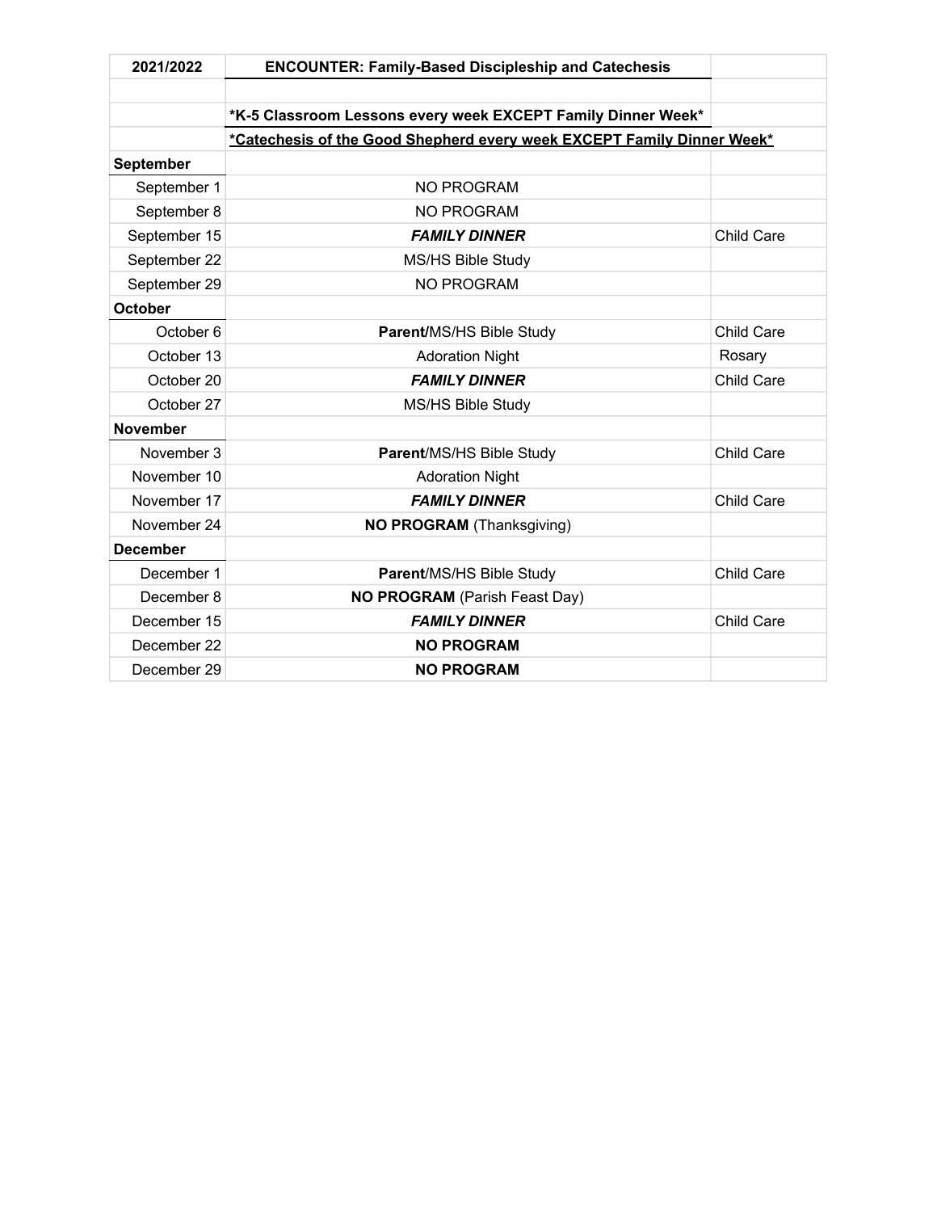| 2021/2022 | **ENCOUNTER: Family-Based Discipleship and Catechesis** | |
|---|---|---|
| | | |
| | ***K-5 Classroom Lessons every week EXCEPT Family Dinner Week*** | |
| | **<u>*Catechesis of the Good Shepherd every week EXCEPT Family Dinner Week*</u>** | |
| **September** | | |
| September 1 | NO PROGRAM | |
| September 8 | NO PROGRAM | |
| September 15 | ***FAMILY DINNER*** | Child Care |
| September 22 | MS/HS Bible Study | |
| September 29 | NO PROGRAM | |
| **October** | | |
| October 6 | **Parent**/MS/HS Bible Study | Child Care |
| October 13 | Adoration Night | Rosary |
| October 20 | ***FAMILY DINNER*** | Child Care |
| October 27 | MS/HS Bible Study | |
| **November** | | |
| November 3 | **Parent**/MS/HS Bible Study | Child Care |
| November 10 | Adoration Night | |
| November 17 | ***FAMILY DINNER*** | Child Care |
| November 24 | **NO PROGRAM** (Thanksgiving) | |
| **December** | | |
| December 1 | **Parent**/MS/HS Bible Study | Child Care |
| December 8 | **NO PROGRAM** (Parish Feast Day) | |
| December 15 | ***FAMILY DINNER*** | Child Care |
| December 22 | **NO PROGRAM** | |
| December 29 | **NO PROGRAM** | |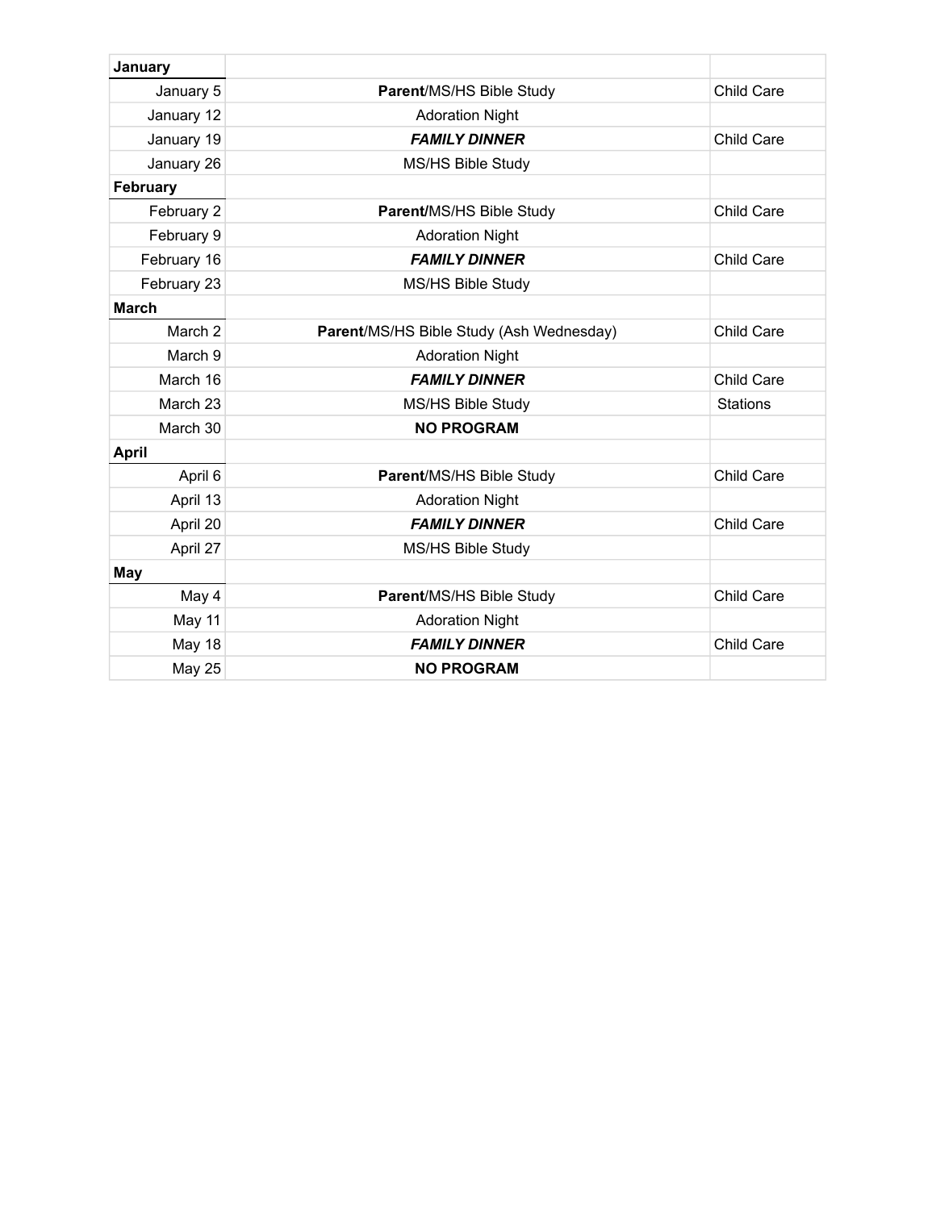| | | |
|---|---|---|
| **January** | | |
| January 5 | **Parent**/MS/HS Bible Study | Child Care |
| January 12 | Adoration Night | |
| January 19 | ***FAMILY DINNER*** | Child Care |
| January 26 | MS/HS Bible Study | |
| **February** | | |
| February 2 | **Parent/**MS/HS Bible Study | Child Care |
| February 9 | Adoration Night | |
| February 16 | ***FAMILY DINNER*** | Child Care |
| February 23 | MS/HS Bible Study | |
| **March** | | |
| March 2 | **Parent**/MS/HS Bible Study (Ash Wednesday) | Child Care |
| March 9 | Adoration Night | |
| March 16 | ***FAMILY DINNER*** | Child Care |
| March 23 | MS/HS Bible Study | Stations |
| March 30 | **NO PROGRAM** | |
| **April** | | |
| April 6 | **Parent**/MS/HS Bible Study | Child Care |
| April 13 | Adoration Night | |
| April 20 | ***FAMILY DINNER*** | Child Care |
| April 27 | MS/HS Bible Study | |
| **May** | | |
| May 4 | **Parent**/MS/HS Bible Study | Child Care |
| May 11 | Adoration Night | |
| May 18 | ***FAMILY DINNER*** | Child Care |
| May 25 | **NO PROGRAM** | |